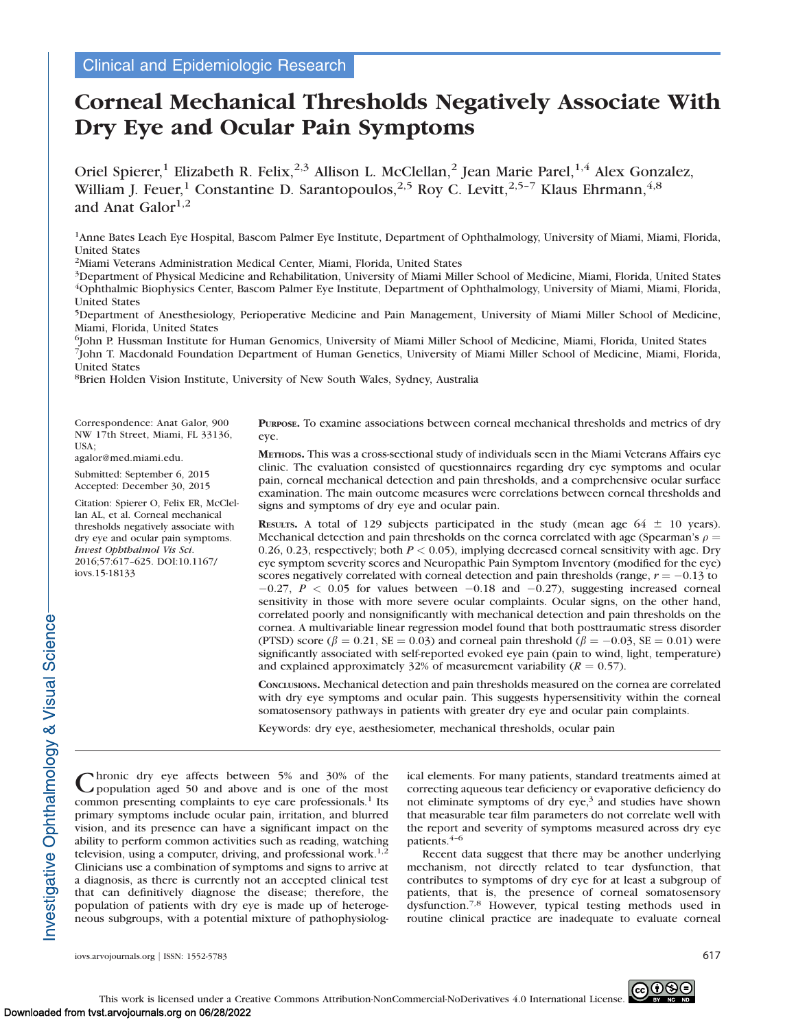Clinical and Epidemiologic Research

# Corneal Mechanical Thresholds Negatively Associate With Dry Eye and Ocular Pain Symptoms

Oriel Spierer,[1] Elizabeth R. Felix,[2,3] Allison L. McClellan,[2] Jean Marie Parel,[1,4] Alex Gonzalez, William J. Feuer,[1] Constantine D. Sarantopoulos,[2,5] Roy C. Levitt,[2,5–7] Klaus Ehrmann,[4,8] and Anat Galor[1,2]

[1]Anne Bates Leach Eye Hospital, Bascom Palmer Eye Institute, Department of Ophthalmology, University of Miami, Miami, Florida, United States

[2]Miami Veterans Administration Medical Center, Miami, Florida, United States

[3]Department of Physical Medicine and Rehabilitation, University of Miami Miller School of Medicine, Miami, Florida, United States

[4]Ophthalmic Biophysics Center, Bascom Palmer Eye Institute, Department of Ophthalmology, University of Miami, Miami, Florida, United States

[5]Department of Anesthesiology, Perioperative Medicine and Pain Management, University of Miami Miller School of Medicine, Miami, Florida, United States

[6]John P. Hussman Institute for Human Genomics, University of Miami Miller School of Medicine, Miami, Florida, United States

[7]John T. Macdonald Foundation Department of Human Genetics, University of Miami Miller School of Medicine, Miami, Florida, United States

[8]Brien Holden Vision Institute, University of New South Wales, Sydney, Australia

Correspondence: Anat Galor, 900 NW 17th Street, Miami, FL 33136, USA;
agalor@med.miami.edu.

Submitted: September 6, 2015
Accepted: December 30, 2015

Citation: Spierer O, Felix ER, McClellan AL, et al. Corneal mechanical thresholds negatively associate with dry eye and ocular pain symptoms. *Invest Ophthalmol Vis Sci.* 2016;57:617–625. DOI:10.1167/iovs.15-18133

**Purpose.** To examine associations between corneal mechanical thresholds and metrics of dry eye.

**Methods.** This was a cross-sectional study of individuals seen in the Miami Veterans Affairs eye clinic. The evaluation consisted of questionnaires regarding dry eye symptoms and ocular pain, corneal mechanical detection and pain thresholds, and a comprehensive ocular surface examination. The main outcome measures were correlations between corneal thresholds and signs and symptoms of dry eye and ocular pain.

**Results.** A total of 129 subjects participated in the study (mean age $64 \pm 10$ years). Mechanical detection and pain thresholds on the cornea correlated with age (Spearman's $\rho = 0.26$, $0.23$, respectively; both $P < 0.05$), implying decreased corneal sensitivity with age. Dry eye symptom severity scores and Neuropathic Pain Symptom Inventory (modified for the eye) scores negatively correlated with corneal detection and pain thresholds (range, $r = -0.13$ to $-0.27$, $P < 0.05$ for values between $-0.18$ and $-0.27$), suggesting increased corneal sensitivity in those with more severe ocular complaints. Ocular signs, on the other hand, correlated poorly and nonsignificantly with mechanical detection and pain thresholds on the cornea. A multivariable linear regression model found that both posttraumatic stress disorder (PTSD) score ($\beta = 0.21$, SE $= 0.03$) and corneal pain threshold ($\beta = -0.03$, SE $= 0.01$) were significantly associated with self-reported evoked eye pain (pain to wind, light, temperature) and explained approximately 32% of measurement variability ($R = 0.57$).

**Conclusions.** Mechanical detection and pain thresholds measured on the cornea are correlated with dry eye symptoms and ocular pain. This suggests hypersensitivity within the corneal somatosensory pathways in patients with greater dry eye and ocular pain complaints.

Keywords: dry eye, aesthesiometer, mechanical thresholds, ocular pain

Chronic dry eye affects between 5% and 30% of the population aged 50 and above and is one of the most common presenting complaints to eye care professionals.[1] Its primary symptoms include ocular pain, irritation, and blurred vision, and its presence can have a significant impact on the ability to perform common activities such as reading, watching television, using a computer, driving, and professional work.[1,2] Clinicians use a combination of symptoms and signs to arrive at a diagnosis, as there is currently not an accepted clinical test that can definitively diagnose the disease; therefore, the population of patients with dry eye is made up of heterogeneous subgroups, with a potential mixture of pathophysiological elements. For many patients, standard treatments aimed at correcting aqueous tear deficiency or evaporative deficiency do not eliminate symptoms of dry eye,[3] and studies have shown that measurable tear film parameters do not correlate well with the report and severity of symptoms measured across dry eye patients.[4–6]

Recent data suggest that there may be another underlying mechanism, not directly related to tear dysfunction, that contributes to symptoms of dry eye for at least a subgroup of patients, that is, the presence of corneal somatosensory dysfunction.[7,8] However, typical testing methods used in routine clinical practice are inadequate to evaluate corneal

This work is licensed under a Creative Commons Attribution-NonCommercial-NoDerivatives 4.0 International License.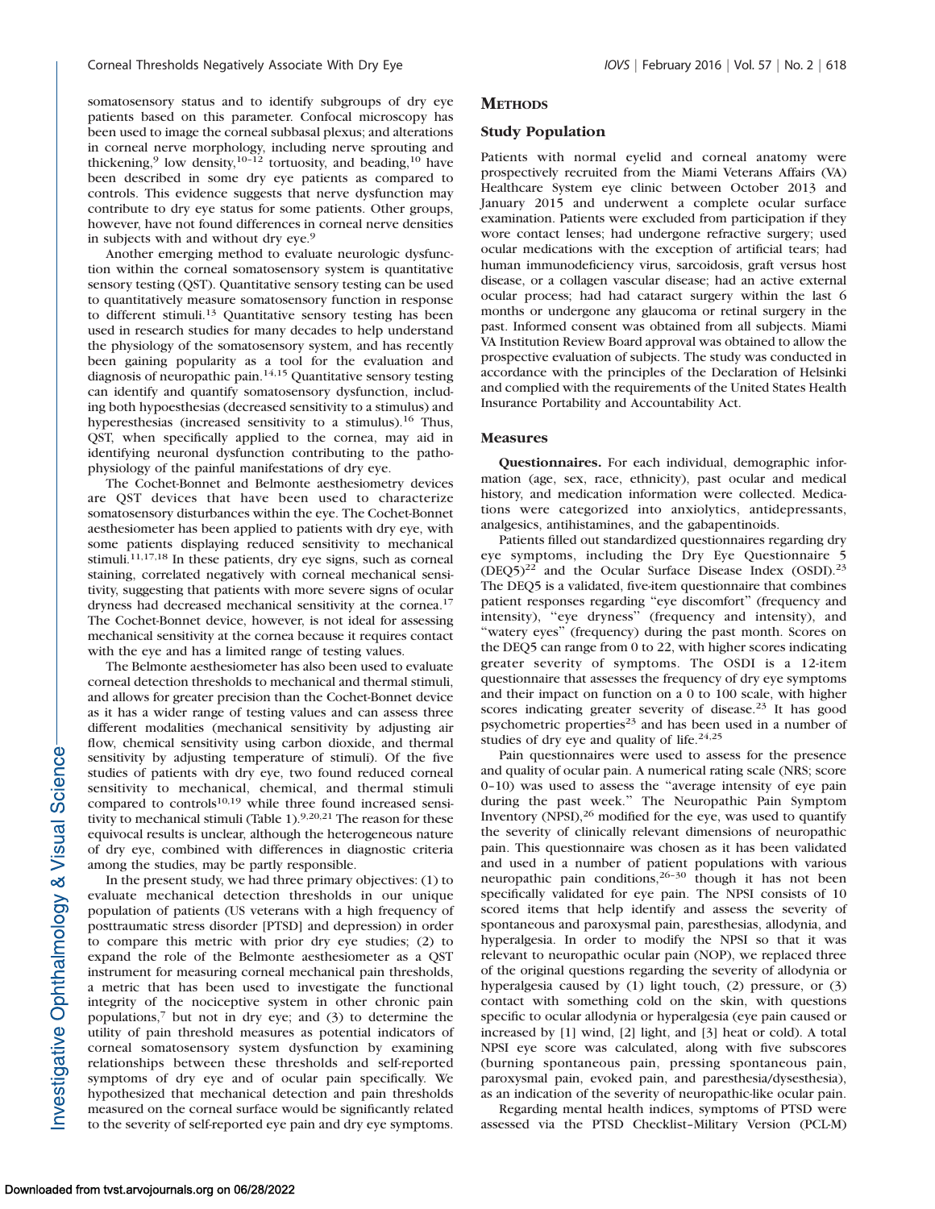somatosensory status and to identify subgroups of dry eye patients based on this parameter. Confocal microscopy has been used to image the corneal subbasal plexus; and alterations in corneal nerve morphology, including nerve sprouting and thickening,[9] low density,[10–12] tortuosity, and beading,[10] have been described in some dry eye patients as compared to controls. This evidence suggests that nerve dysfunction may contribute to dry eye status for some patients. Other groups, however, have not found differences in corneal nerve densities in subjects with and without dry eye.[9]

Another emerging method to evaluate neurologic dysfunction within the corneal somatosensory system is quantitative sensory testing (QST). Quantitative sensory testing can be used to quantitatively measure somatosensory function in response to different stimuli.[13] Quantitative sensory testing has been used in research studies for many decades to help understand the physiology of the somatosensory system, and has recently been gaining popularity as a tool for the evaluation and diagnosis of neuropathic pain.[14,15] Quantitative sensory testing can identify and quantify somatosensory dysfunction, including both hypoesthesias (decreased sensitivity to a stimulus) and hyperesthesias (increased sensitivity to a stimulus).[16] Thus, QST, when specifically applied to the cornea, may aid in identifying neuronal dysfunction contributing to the pathophysiology of the painful manifestations of dry eye.

The Cochet-Bonnet and Belmonte aesthesiometry devices are QST devices that have been used to characterize somatosensory disturbances within the eye. The Cochet-Bonnet aesthesiometer has been applied to patients with dry eye, with some patients displaying reduced sensitivity to mechanical stimuli.[11,17,18] In these patients, dry eye signs, such as corneal staining, correlated negatively with corneal mechanical sensitivity, suggesting that patients with more severe signs of ocular dryness had decreased mechanical sensitivity at the cornea.[17] The Cochet-Bonnet device, however, is not ideal for assessing mechanical sensitivity at the cornea because it requires contact with the eye and has a limited range of testing values.

The Belmonte aesthesiometer has also been used to evaluate corneal detection thresholds to mechanical and thermal stimuli, and allows for greater precision than the Cochet-Bonnet device as it has a wider range of testing values and can assess three different modalities (mechanical sensitivity by adjusting air flow, chemical sensitivity using carbon dioxide, and thermal sensitivity by adjusting temperature of stimuli). Of the five studies of patients with dry eye, two found reduced corneal sensitivity to mechanical, chemical, and thermal stimuli compared to controls[10,19] while three found increased sensitivity to mechanical stimuli (Table 1).[9,20,21] The reason for these equivocal results is unclear, although the heterogeneous nature of dry eye, combined with differences in diagnostic criteria among the studies, may be partly responsible.

In the present study, we had three primary objectives: (1) to evaluate mechanical detection thresholds in our unique population of patients (US veterans with a high frequency of posttraumatic stress disorder [PTSD] and depression) in order to compare this metric with prior dry eye studies; (2) to expand the role of the Belmonte aesthesiometer as a QST instrument for measuring corneal mechanical pain thresholds, a metric that has been used to investigate the functional integrity of the nociceptive system in other chronic pain populations,[7] but not in dry eye; and (3) to determine the utility of pain threshold measures as potential indicators of corneal somatosensory system dysfunction by examining relationships between these thresholds and self-reported symptoms of dry eye and of ocular pain specifically. We hypothesized that mechanical detection and pain thresholds measured on the corneal surface would be significantly related to the severity of self-reported eye pain and dry eye symptoms.

## METHODS

### Study Population

Patients with normal eyelid and corneal anatomy were prospectively recruited from the Miami Veterans Affairs (VA) Healthcare System eye clinic between October 2013 and January 2015 and underwent a complete ocular surface examination. Patients were excluded from participation if they wore contact lenses; had undergone refractive surgery; used ocular medications with the exception of artificial tears; had human immunodeficiency virus, sarcoidosis, graft versus host disease, or a collagen vascular disease; had an active external ocular process; had had cataract surgery within the last 6 months or undergone any glaucoma or retinal surgery in the past. Informed consent was obtained from all subjects. Miami VA Institution Review Board approval was obtained to allow the prospective evaluation of subjects. The study was conducted in accordance with the principles of the Declaration of Helsinki and complied with the requirements of the United States Health Insurance Portability and Accountability Act.

### Measures

**Questionnaires.** For each individual, demographic information (age, sex, race, ethnicity), past ocular and medical history, and medication information were collected. Medications were categorized into anxiolytics, antidepressants, analgesics, antihistamines, and the gabapentinoids.

Patients filled out standardized questionnaires regarding dry eye symptoms, including the Dry Eye Questionnaire 5 (DEQ5)[22] and the Ocular Surface Disease Index (OSDI).[23] The DEQ5 is a validated, five-item questionnaire that combines patient responses regarding "eye discomfort" (frequency and intensity), "eye dryness" (frequency and intensity), and "watery eyes" (frequency) during the past month. Scores on the DEQ5 can range from 0 to 22, with higher scores indicating greater severity of symptoms. The OSDI is a 12-item questionnaire that assesses the frequency of dry eye symptoms and their impact on function on a 0 to 100 scale, with higher scores indicating greater severity of disease.[23] It has good psychometric properties[23] and has been used in a number of studies of dry eye and quality of life.[24,25]

Pain questionnaires were used to assess for the presence and quality of ocular pain. A numerical rating scale (NRS; score 0–10) was used to assess the "average intensity of eye pain during the past week." The Neuropathic Pain Symptom Inventory (NPSI),[26] modified for the eye, was used to quantify the severity of clinically relevant dimensions of neuropathic pain. This questionnaire was chosen as it has been validated and used in a number of patient populations with various neuropathic pain conditions,[26–30] though it has not been specifically validated for eye pain. The NPSI consists of 10 scored items that help identify and assess the severity of spontaneous and paroxysmal pain, paresthesias, allodynia, and hyperalgesia. In order to modify the NPSI so that it was relevant to neuropathic ocular pain (NOP), we replaced three of the original questions regarding the severity of allodynia or hyperalgesia caused by (1) light touch, (2) pressure, or (3) contact with something cold on the skin, with questions specific to ocular allodynia or hyperalgesia (eye pain caused or increased by [1] wind, [2] light, and [3] heat or cold). A total NPSI eye score was calculated, along with five subscores (burning spontaneous pain, pressing spontaneous pain, paroxysmal pain, evoked pain, and paresthesia/dysesthesia), as an indication of the severity of neuropathic-like ocular pain.

Regarding mental health indices, symptoms of PTSD were assessed via the PTSD Checklist–Military Version (PCL-M)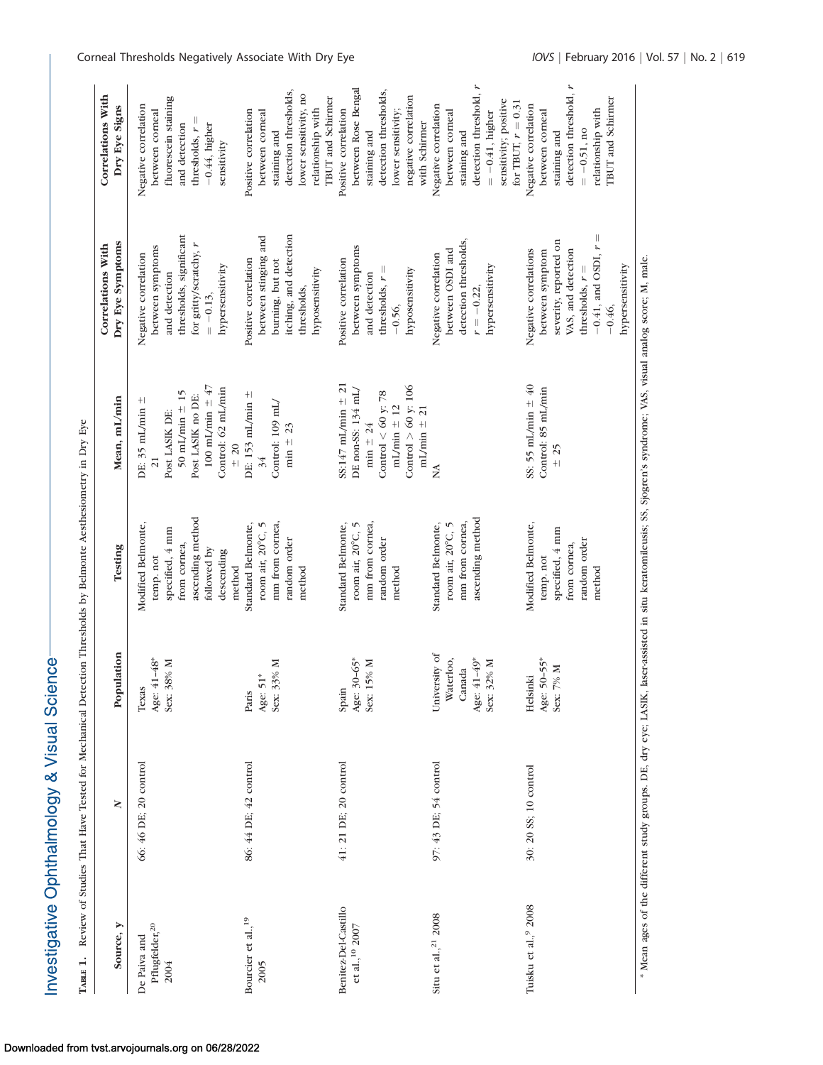**Table 1.** Review of Studies That Have Tested for Mechanical Detection Thresholds by Belmonte Aesthesiometry in Dry Eye

| Source, y | N | Population | Testing | Mean, mL/min | Correlations With Dry Eye Symptoms | Correlations With Dry Eye Signs |
|---|---|---|---|---|---|---|
| De Paiva and Pflugfelder,[20] 2004 | 66: 46 DE; 20 control | Texas Age: 41–48* Sex: 38% M | Modified Belmonte, temp. not specified, 4 mm from cornea, ascending method followed by descending method | DE: 35 mL/min ± 21 Post LASIK DE: 50 mL/min ± 15 Post LASIK no DE: 100 mL/min ± 47 Control: 62 mL/min ± 20 | Negative correlation between symptoms and detection thresholds, significant for gritty/scratchy, $r = -0.13$, hypersensitivity | Negative correlation between corneal fluorescein staining and detection thresholds, $r = -0.44$, higher sensitivity |
| Bourcier et al.,[19] 2005 | 86: 44 DE; 42 control | Paris Age: 51* Sex: 33% M | Standard Belmonte, room air, 20°C, 5 mm from cornea, random order method | DE: 153 mL/min ± 34 Control: 109 mL/min ± 23 | Positive correlation between stinging and burning, but not itching, and detection thresholds, hyposensitivity | Positive correlation between corneal staining and detection thresholds, lower sensitivity, no relationship with TBUT and Schirmer |
| Benitez-Del-Castillo et al.,[10] 2007 | 41: 21 DE; 20 control | Spain Age: 30–65* Sex: 15% M | Standard Belmonte, room air, 20°C, 5 mm from cornea, random order method | SS:147 mL/min ± 21 DE non-SS: 134 mL/min ± 24 Control < 60 y: 78 mL/min ± 12 Control > 60 y: 106 mL/min ± 21 | Positive correlation between symptoms and detection thresholds, $r = -0.56$, hyposensitivity | Positive correlation between Rose Bengal staining and detection thresholds, lower sensitivity; negative correlation with Schirmer |
| Situ et al.,[21] 2008 | 97: 43 DE; 54 control | University of Waterloo, Canada Age: 41–49* Sex: 32% M | Standard Belmonte, room air, 20°C, 5 mm from cornea, ascending method | NA | Negative correlation between OSDI and detection thresholds, $r = -0.22$, hypersensitivity | Negative correlation between corneal staining and detection threshold, $r = -0.41$, higher sensitivity; positive for TBUT, $r = 0.31$ |
| Tuisku et al.,[9] 2008 | 30: 20 SS; 10 control | Helsinki Age: 50–55* Sex: 7% M | Modified Belmonte, temp. not specified, 4 mm from cornea, random order method | SS: 55 mL/min ± 40 Control: 85 mL/min ± 25 | Negative correlations between symptom severity, reported on VAS, and detection thresholds, $r = -0.41$, and OSDI, $r = -0.46$, hypersensitivity | Negative correlation between corneal staining and detection threshold, $r = -0.51$, no relationship with TBUT and Schirmer |

\* Mean ages of the different study groups. DE, dry eye; LASIK, laser-assisted in situ keratomileusis; SS, Sjogren's syndrome; VAS, visual analog score; M, male.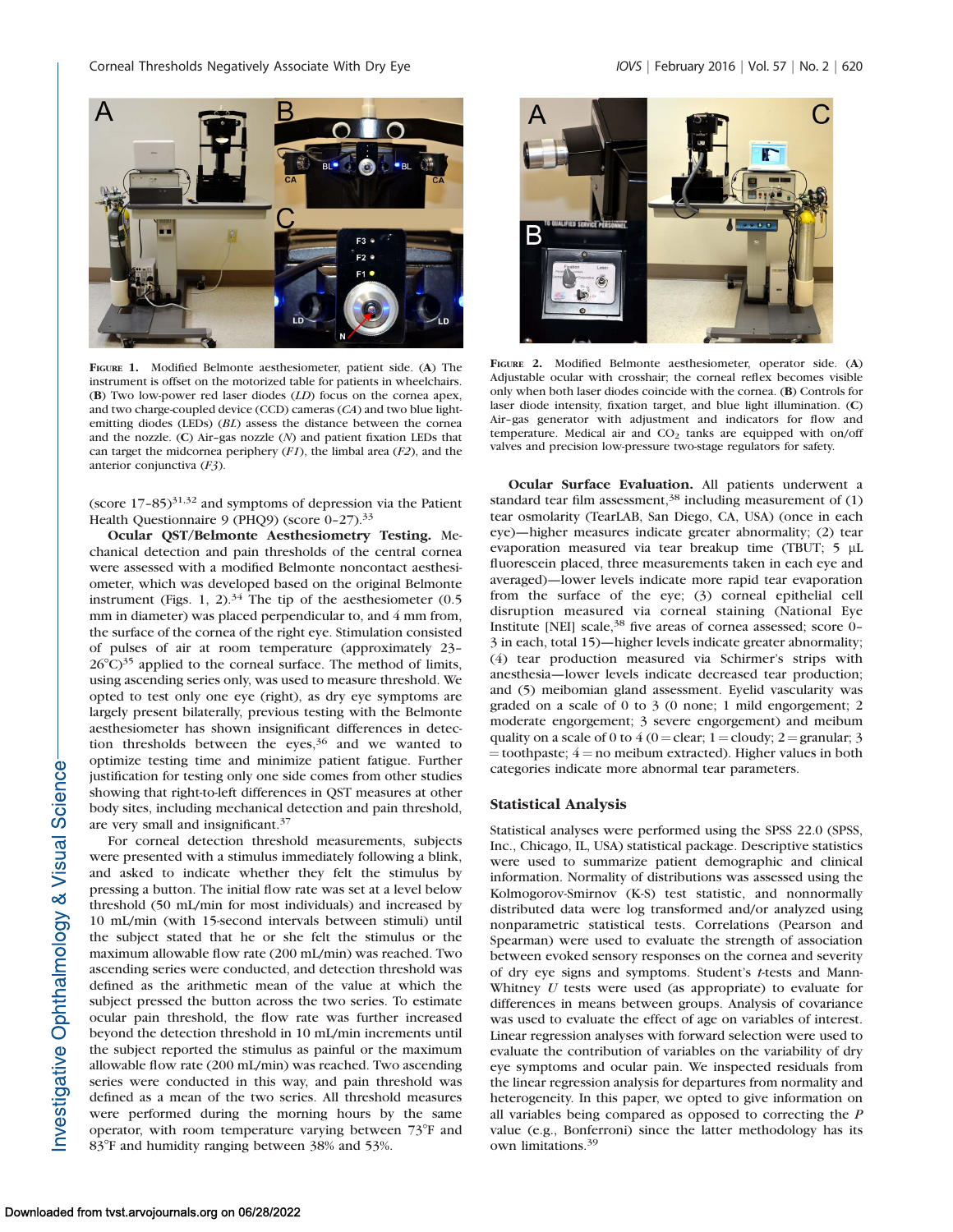FIGURE 1. Modified Belmonte aesthesiometer, patient side. (**A**) The instrument is offset on the motorized table for patients in wheelchairs. (**B**) Two low-power red laser diodes (*LD*) focus on the cornea apex, and two charge-coupled device (CCD) cameras (*CA*) and two blue light-emitting diodes (LEDs) (*BL*) assess the distance between the cornea and the nozzle. (**C**) Air–gas nozzle (*N*) and patient fixation LEDs that can target the midcornea periphery (*F1*), the limbal area (*F2*), and the anterior conjunctiva (*F3*).

FIGURE 2. Modified Belmonte aesthesiometer, operator side. (**A**) Adjustable ocular with crosshair; the corneal reflex becomes visible only when both laser diodes coincide with the cornea. (**B**) Controls for laser diode intensity, fixation target, and blue light illumination. (**C**) Air–gas generator with adjustment and indicators for flow and temperature. Medical air and $CO_2$ tanks are equipped with on/off valves and precision low-pressure two-stage regulators for safety.

(score 17–85)[31,32] and symptoms of depression via the Patient Health Questionnaire 9 (PHQ9) (score 0–27).[33]

**Ocular QST/Belmonte Aesthesiometry Testing.** Mechanical detection and pain thresholds of the central cornea were assessed with a modified Belmonte noncontact aesthesiometer, which was developed based on the original Belmonte instrument (Figs. 1, 2).[34] The tip of the aesthesiometer (0.5 mm in diameter) was placed perpendicular to, and 4 mm from, the surface of the cornea of the right eye. Stimulation consisted of pulses of air at room temperature (approximately 23–26°C)[35] applied to the corneal surface. The method of limits, using ascending series only, was used to measure threshold. We opted to test only one eye (right), as dry eye symptoms are largely present bilaterally, previous testing with the Belmonte aesthesiometer has shown insignificant differences in detection thresholds between the eyes,[36] and we wanted to optimize testing time and minimize patient fatigue. Further justification for testing only one side comes from other studies showing that right-to-left differences in QST measures at other body sites, including mechanical detection and pain threshold, are very small and insignificant.[37]

For corneal detection threshold measurements, subjects were presented with a stimulus immediately following a blink, and asked to indicate whether they felt the stimulus by pressing a button. The initial flow rate was set at a level below threshold (50 mL/min for most individuals) and increased by 10 mL/min (with 15-second intervals between stimuli) until the subject stated that he or she felt the stimulus or the maximum allowable flow rate (200 mL/min) was reached. Two ascending series were conducted, and detection threshold was defined as the arithmetic mean of the value at which the subject pressed the button across the two series. To estimate ocular pain threshold, the flow rate was further increased beyond the detection threshold in 10 mL/min increments until the subject reported the stimulus as painful or the maximum allowable flow rate (200 mL/min) was reached. Two ascending series were conducted in this way, and pain threshold was defined as a mean of the two series. All threshold measures were performed during the morning hours by the same operator, with room temperature varying between 73°F and 83°F and humidity ranging between 38% and 53%.

**Ocular Surface Evaluation.** All patients underwent a standard tear film assessment,[38] including measurement of (1) tear osmolarity (TearLAB, San Diego, CA, USA) (once in each eye)—higher measures indicate greater abnormality; (2) tear evaporation measured via tear breakup time (TBUT; 5 μL fluorescein placed, three measurements taken in each eye and averaged)—lower levels indicate more rapid tear evaporation from the surface of the eye; (3) corneal epithelial cell disruption measured via corneal staining (National Eye Institute [NEI] scale,[38] five areas of cornea assessed; score 0–3 in each, total 15)—higher levels indicate greater abnormality; (4) tear production measured via Schirmer's strips with anesthesia—lower levels indicate decreased tear production; and (5) meibomian gland assessment. Eyelid vascularity was graded on a scale of 0 to 3 (0 none; 1 mild engorgement; 2 moderate engorgement; 3 severe engorgement) and meibum quality on a scale of 0 to 4 (0 = clear; 1 = cloudy; 2 = granular; 3 = toothpaste; 4 = no meibum extracted). Higher values in both categories indicate more abnormal tear parameters.

## Statistical Analysis

Statistical analyses were performed using the SPSS 22.0 (SPSS, Inc., Chicago, IL, USA) statistical package. Descriptive statistics were used to summarize patient demographic and clinical information. Normality of distributions was assessed using the Kolmogorov-Smirnov (K-S) test statistic, and nonnormally distributed data were log transformed and/or analyzed using nonparametric statistical tests. Correlations (Pearson and Spearman) were used to evaluate the strength of association between evoked sensory responses on the cornea and severity of dry eye signs and symptoms. Student's *t*-tests and Mann-Whitney *U* tests were used (as appropriate) to evaluate for differences in means between groups. Analysis of covariance was used to evaluate the effect of age on variables of interest. Linear regression analyses with forward selection were used to evaluate the contribution of variables on the variability of dry eye symptoms and ocular pain. We inspected residuals from the linear regression analysis for departures from normality and heterogeneity. In this paper, we opted to give information on all variables being compared as opposed to correcting the *P* value (e.g., Bonferroni) since the latter methodology has its own limitations.[39]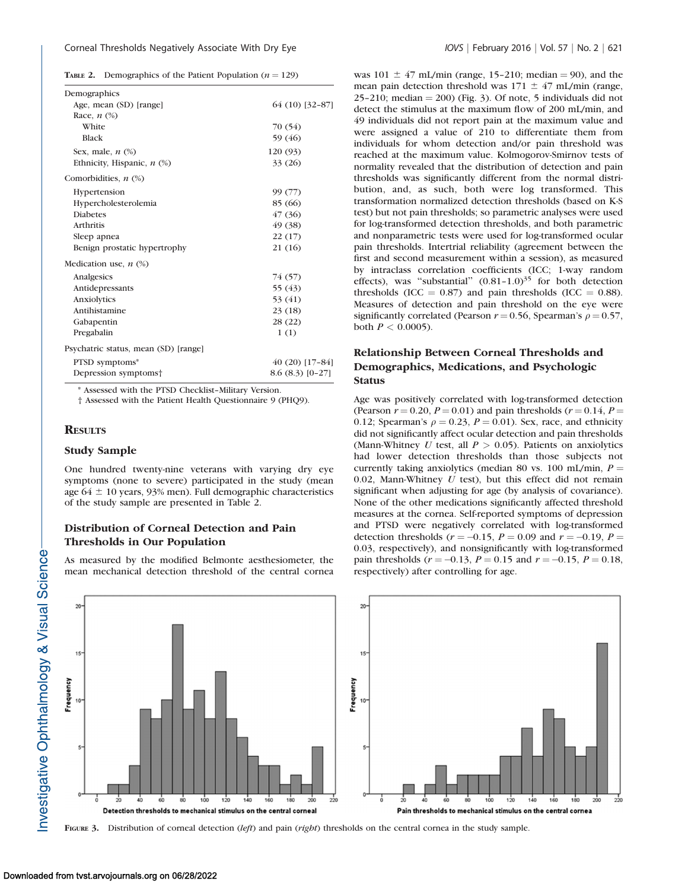**Table 2.** Demographics of the Patient Population ($n = 129$)

| Demographics | |
|---|---|
| Age, mean (SD) [range] | 64 (10) [32–87] |
| Race, $n$ (%) | |
| White | 70 (54) |
| Black | 59 (46) |
| Sex, male, $n$ (%) | 120 (93) |
| Ethnicity, Hispanic, $n$ (%) | 33 (26) |
| Comorbidities, $n$ (%) | |
| Hypertension | 99 (77) |
| Hypercholesterolemia | 85 (66) |
| Diabetes | 47 (36) |
| Arthritis | 49 (38) |
| Sleep apnea | 22 (17) |
| Benign prostatic hypertrophy | 21 (16) |
| Medication use, $n$ (%) | |
| Analgesics | 74 (57) |
| Antidepressants | 55 (43) |
| Anxiolytics | 53 (41) |
| Antihistamine | 23 (18) |
| Gabapentin | 28 (22) |
| Pregabalin | 1 (1) |
| Psychiatric status, mean (SD) [range] | |
| PTSD symptoms* | 40 (20) [17–84] |
| Depression symptoms† | 8.6 (8.3) [0–27] |

\* Assessed with the PTSD Checklist–Military Version.
† Assessed with the Patient Health Questionnaire 9 (PHQ9).

## Results

### Study Sample

One hundred twenty-nine veterans with varying dry eye symptoms (none to severe) participated in the study (mean age 64 ± 10 years, 93% men). Full demographic characteristics of the study sample are presented in Table 2.

### Distribution of Corneal Detection and Pain Thresholds in Our Population

As measured by the modified Belmonte aesthesiometer, the mean mechanical detection threshold of the central cornea was 101 ± 47 mL/min (range, 15–210; median = 90), and the mean pain detection threshold was 171 ± 47 mL/min (range, 25–210; median = 200) (Fig. 3). Of note, 5 individuals did not detect the stimulus at the maximum flow of 200 mL/min, and 49 individuals did not report pain at the maximum value and were assigned a value of 210 to differentiate them from individuals for whom detection and/or pain threshold was reached at the maximum value. Kolmogorov-Smirnov tests of normality revealed that the distribution of detection and pain thresholds was significantly different from the normal distribution, and, as such, both were log transformed. This transformation normalized detection thresholds (based on K-S test) but not pain thresholds; so parametric analyses were used for log-transformed detection thresholds, and both parametric and nonparametric tests were used for log-transformed ocular pain thresholds. Intertrial reliability (agreement between the first and second measurement within a session), as measured by intraclass correlation coefficients (ICC; 1-way random effects), was "substantial" (0.81–1.0)[35] for both detection thresholds (ICC = 0.87) and pain thresholds (ICC = 0.88). Measures of detection and pain threshold on the eye were significantly correlated (Pearson $r = 0.56$, Spearman's $\rho = 0.57$, both $P < 0.0005$).

### Relationship Between Corneal Thresholds and Demographics, Medications, and Psychologic Status

Age was positively correlated with log-transformed detection (Pearson $r = 0.20$, $P = 0.01$) and pain thresholds ($r = 0.14$, $P = 0.12$; Spearman's $\rho = 0.23$, $P = 0.01$). Sex, race, and ethnicity did not significantly affect ocular detection and pain thresholds (Mann-Whitney $U$ test, all $P > 0.05$). Patients on anxiolytics had lower detection thresholds than those subjects not currently taking anxiolytics (median 80 vs. 100 mL/min, $P = 0.02$, Mann-Whitney $U$ test), but this effect did not remain significant when adjusting for age (by analysis of covariance). None of the other medications significantly affected threshold measures at the cornea. Self-reported symptoms of depression and PTSD were negatively correlated with log-transformed detection thresholds ($r = -0.15$, $P = 0.09$ and $r = -0.19$, $P = 0.03$, respectively), and nonsignificantly with log-transformed pain thresholds ($r = -0.13$, $P = 0.15$ and $r = -0.15$, $P = 0.18$, respectively) after controlling for age.

**Figure 3.** Distribution of corneal detection (*left*) and pain (*right*) thresholds on the central cornea in the study sample.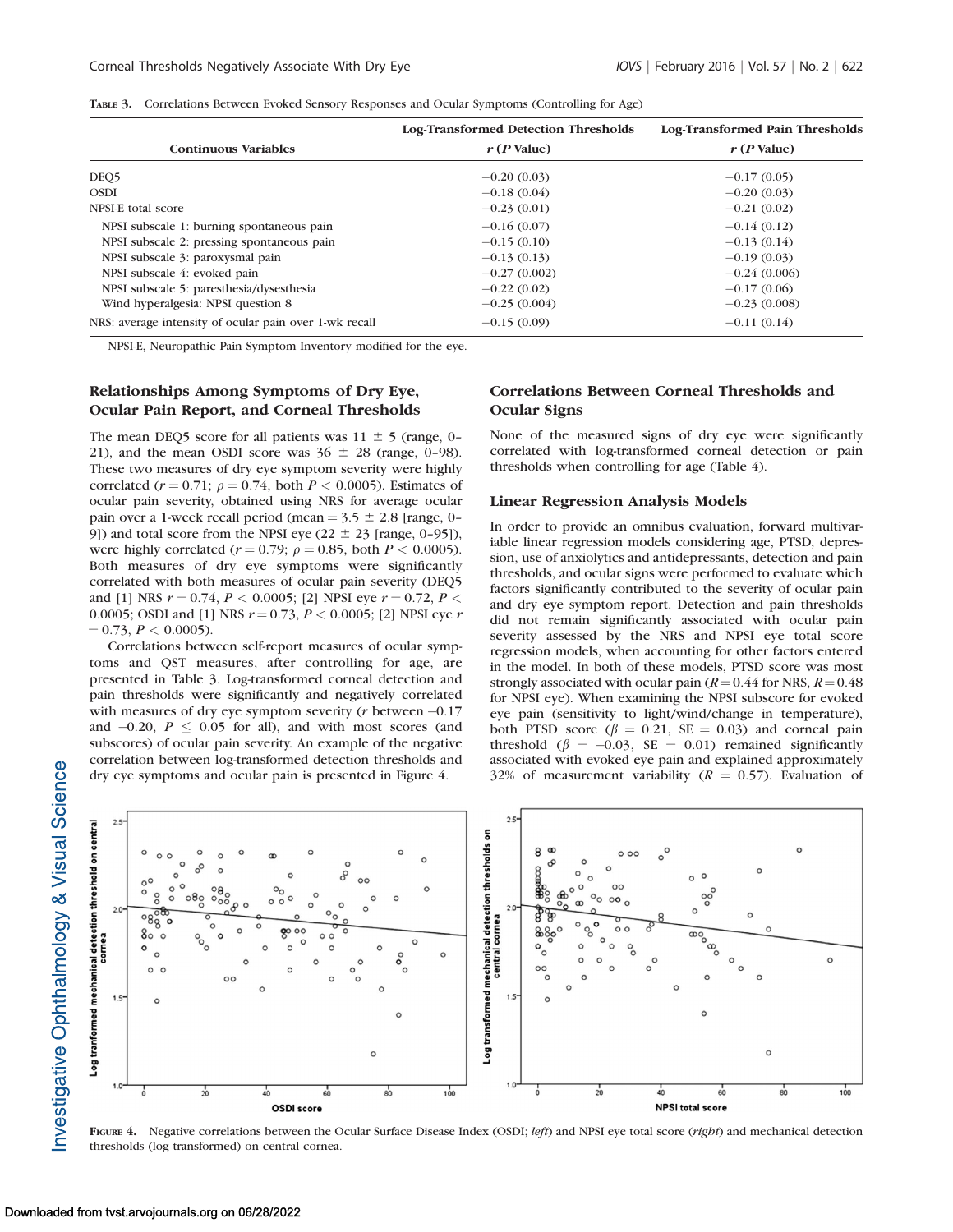**TABLE 3.** Correlations Between Evoked Sensory Responses and Ocular Symptoms (Controlling for Age)

| Continuous Variables | Log-Transformed Detection Thresholds $r$ ($P$ Value) | Log-Transformed Pain Thresholds $r$ ($P$ Value) |
|---|---|---|
| DEQ5 | −0.20 (0.03) | −0.17 (0.05) |
| OSDI | −0.18 (0.04) | −0.20 (0.03) |
| NPSI-E total score | −0.23 (0.01) | −0.21 (0.02) |
| NPSI subscale 1: burning spontaneous pain | −0.16 (0.07) | −0.14 (0.12) |
| NPSI subscale 2: pressing spontaneous pain | −0.15 (0.10) | −0.13 (0.14) |
| NPSI subscale 3: paroxysmal pain | −0.13 (0.13) | −0.19 (0.03) |
| NPSI subscale 4: evoked pain | −0.27 (0.002) | −0.24 (0.006) |
| NPSI subscale 5: paresthesia/dysesthesia | −0.22 (0.02) | −0.17 (0.06) |
| Wind hyperalgesia: NPSI question 8 | −0.25 (0.004) | −0.23 (0.008) |
| NRS: average intensity of ocular pain over 1-wk recall | −0.15 (0.09) | −0.11 (0.14) |

NPSI-E, Neuropathic Pain Symptom Inventory modified for the eye.

## Relationships Among Symptoms of Dry Eye, Ocular Pain Report, and Corneal Thresholds

The mean DEQ5 score for all patients was 11 ± 5 (range, 0–21), and the mean OSDI score was 36 ± 28 (range, 0–98). These two measures of dry eye symptom severity were highly correlated ($r = 0.71$; $\rho = 0.74$, both $P < 0.0005$). Estimates of ocular pain severity, obtained using NRS for average ocular pain over a 1-week recall period (mean = 3.5 ± 2.8 [range, 0–9]) and total score from the NPSI eye (22 ± 23 [range, 0–95]), were highly correlated ($r = 0.79$; $\rho = 0.85$, both $P < 0.0005$). Both measures of dry eye symptoms were significantly correlated with both measures of ocular pain severity (DEQ5 and [1] NRS $r = 0.74$, $P < 0.0005$; [2] NPSI eye $r = 0.72$, $P < 0.0005$; OSDI and [1] NRS $r = 0.73$, $P < 0.0005$; [2] NPSI eye $r = 0.73$, $P < 0.0005$).

Correlations between self-report measures of ocular symptoms and QST measures, after controlling for age, are presented in Table 3. Log-transformed corneal detection and pain thresholds were significantly and negatively correlated with measures of dry eye symptom severity ($r$ between −0.17 and −0.20, $P \leq 0.05$ for all), and with most scores (and subscores) of ocular pain severity. An example of the negative correlation between log-transformed detection thresholds and dry eye symptoms and ocular pain is presented in Figure 4.

## Correlations Between Corneal Thresholds and Ocular Signs

None of the measured signs of dry eye were significantly correlated with log-transformed corneal detection or pain thresholds when controlling for age (Table 4).

## Linear Regression Analysis Models

In order to provide an omnibus evaluation, forward multivariable linear regression models considering age, PTSD, depression, use of anxiolytics and antidepressants, detection and pain thresholds, and ocular signs were performed to evaluate which factors significantly contributed to the severity of ocular pain and dry eye symptom report. Detection and pain thresholds did not remain significantly associated with ocular pain severity assessed by the NRS and NPSI eye total score regression models, when accounting for other factors entered in the model. In both of these models, PTSD score was most strongly associated with ocular pain ($R = 0.44$ for NRS, $R = 0.48$ for NPSI eye). When examining the NPSI subscore for evoked eye pain (sensitivity to light/wind/change in temperature), both PTSD score ($\beta = 0.21$, SE = 0.03) and corneal pain threshold ($\beta = -0.03$, SE = 0.01) remained significantly associated with evoked eye pain and explained approximately 32% of measurement variability ($R = 0.57$). Evaluation of

**FIGURE 4.** Negative correlations between the Ocular Surface Disease Index (OSDI; *left*) and NPSI eye total score (*right*) and mechanical detection thresholds (log transformed) on central cornea.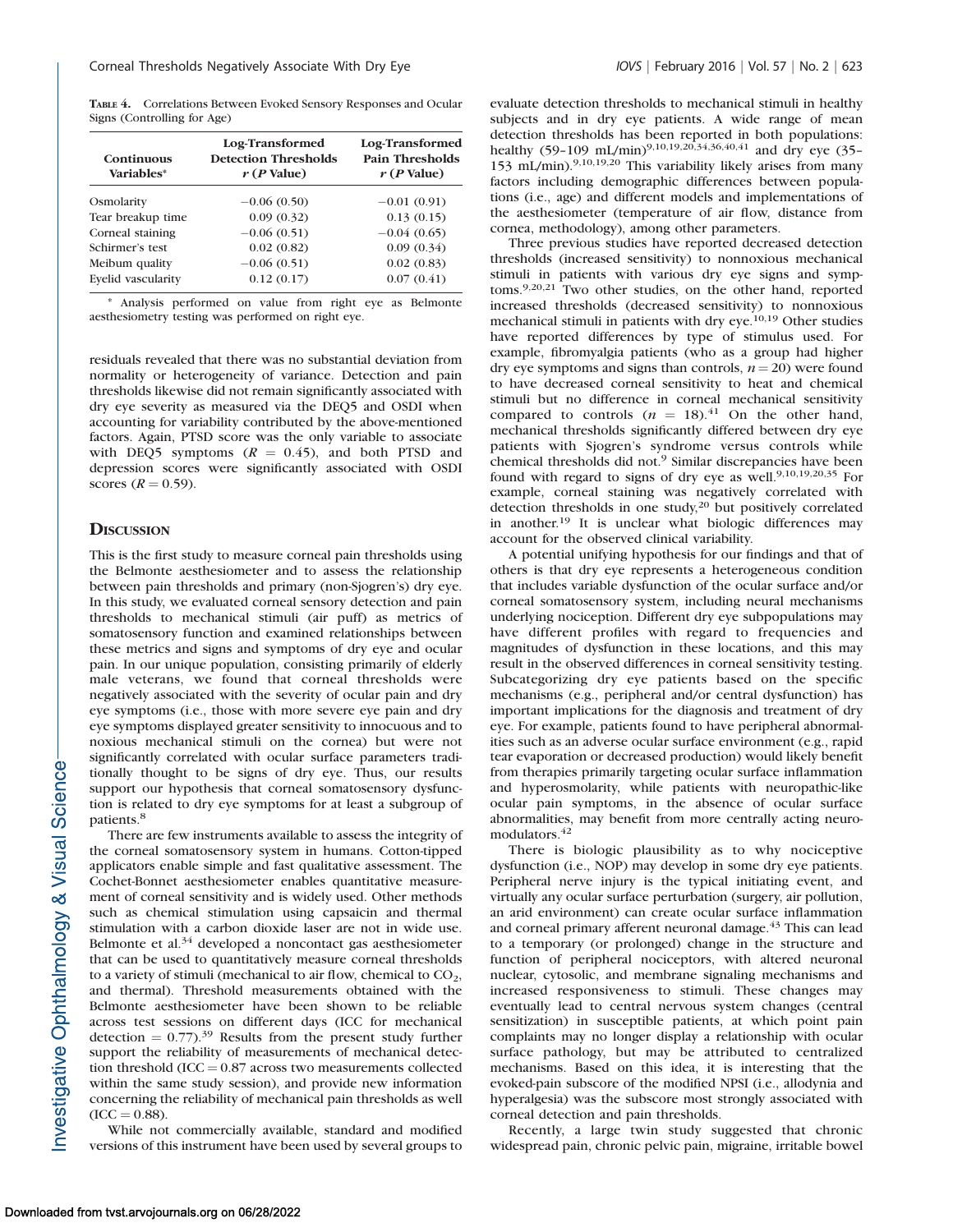**Table 4.** Correlations Between Evoked Sensory Responses and Ocular Signs (Controlling for Age)

| Continuous Variables* | Log-Transformed Detection Thresholds r (P Value) | Log-Transformed Pain Thresholds r (P Value) |
|---|---|---|
| Osmolarity | −0.06 (0.50) | −0.01 (0.91) |
| Tear breakup time | 0.09 (0.32) | 0.13 (0.15) |
| Corneal staining | −0.06 (0.51) | −0.04 (0.65) |
| Schirmer's test | 0.02 (0.82) | 0.09 (0.34) |
| Meibum quality | −0.06 (0.51) | 0.02 (0.83) |
| Eyelid vascularity | 0.12 (0.17) | 0.07 (0.41) |

\* Analysis performed on value from right eye as Belmonte aesthesiometry testing was performed on right eye.

residuals revealed that there was no substantial deviation from normality or heterogeneity of variance. Detection and pain thresholds likewise did not remain significantly associated with dry eye severity as measured via the DEQ5 and OSDI when accounting for variability contributed by the above-mentioned factors. Again, PTSD score was the only variable to associate with DEQ5 symptoms ($R = 0.45$), and both PTSD and depression scores were significantly associated with OSDI scores ($R = 0.59$).

## Discussion

This is the first study to measure corneal pain thresholds using the Belmonte aesthesiometer and to assess the relationship between pain thresholds and primary (non-Sjogren's) dry eye. In this study, we evaluated corneal sensory detection and pain thresholds to mechanical stimuli (air puff) as metrics of somatosensory function and examined relationships between these metrics and signs and symptoms of dry eye and ocular pain. In our unique population, consisting primarily of elderly male veterans, we found that corneal thresholds were negatively associated with the severity of ocular pain and dry eye symptoms (i.e., those with more severe eye pain and dry eye symptoms displayed greater sensitivity to innocuous and to noxious mechanical stimuli on the cornea) but were not significantly correlated with ocular surface parameters traditionally thought to be signs of dry eye. Thus, our results support our hypothesis that corneal somatosensory dysfunction is related to dry eye symptoms for at least a subgroup of patients.[8]

There are few instruments available to assess the integrity of the corneal somatosensory system in humans. Cotton-tipped applicators enable simple and fast qualitative assessment. The Cochet-Bonnet aesthesiometer enables quantitative measurement of corneal sensitivity and is widely used. Other methods such as chemical stimulation using capsaicin and thermal stimulation with a carbon dioxide laser are not in wide use. Belmonte et al.[34] developed a noncontact gas aesthesiometer that can be used to quantitatively measure corneal thresholds to a variety of stimuli (mechanical to air flow, chemical to $CO_2$, and thermal). Threshold measurements obtained with the Belmonte aesthesiometer have been shown to be reliable across test sessions on different days (ICC for mechanical detection = 0.77).[39] Results from the present study further support the reliability of measurements of mechanical detection threshold (ICC = 0.87 across two measurements collected within the same study session), and provide new information concerning the reliability of mechanical pain thresholds as well (ICC = 0.88).

While not commercially available, standard and modified versions of this instrument have been used by several groups to evaluate detection thresholds to mechanical stimuli in healthy subjects and in dry eye patients. A wide range of mean detection thresholds has been reported in both populations: healthy (59–109 mL/min)[9,10,19,20,34,36,40,41] and dry eye (35–153 mL/min).[9,10,19,20] This variability likely arises from many factors including demographic differences between populations (i.e., age) and different models and implementations of the aesthesiometer (temperature of air flow, distance from cornea, methodology), among other parameters.

Three previous studies have reported decreased detection thresholds (increased sensitivity) to nonnoxious mechanical stimuli in patients with various dry eye signs and symptoms.[9,20,21] Two other studies, on the other hand, reported increased thresholds (decreased sensitivity) to nonnoxious mechanical stimuli in patients with dry eye.[10,19] Other studies have reported differences by type of stimulus used. For example, fibromyalgia patients (who as a group had higher dry eye symptoms and signs than controls, $n = 20$) were found to have decreased corneal sensitivity to heat and chemical stimuli but no difference in corneal mechanical sensitivity compared to controls ($n = 18$).[41] On the other hand, mechanical thresholds significantly differed between dry eye patients with Sjogren's syndrome versus controls while chemical thresholds did not.[9] Similar discrepancies have been found with regard to signs of dry eye as well.[9,10,19,20,35] For example, corneal staining was negatively correlated with detection thresholds in one study,[20] but positively correlated in another.[19] It is unclear what biologic differences may account for the observed clinical variability.

A potential unifying hypothesis for our findings and that of others is that dry eye represents a heterogeneous condition that includes variable dysfunction of the ocular surface and/or corneal somatosensory system, including neural mechanisms underlying nociception. Different dry eye subpopulations may have different profiles with regard to frequencies and magnitudes of dysfunction in these locations, and this may result in the observed differences in corneal sensitivity testing. Subcategorizing dry eye patients based on the specific mechanisms (e.g., peripheral and/or central dysfunction) has important implications for the diagnosis and treatment of dry eye. For example, patients found to have peripheral abnormalities such as an adverse ocular surface environment (e.g., rapid tear evaporation or decreased production) would likely benefit from therapies primarily targeting ocular surface inflammation and hyperosmolarity, while patients with neuropathic-like ocular pain symptoms, in the absence of ocular surface abnormalities, may benefit from more centrally acting neuromodulators.[42]

There is biologic plausibility as to why nociceptive dysfunction (i.e., NOP) may develop in some dry eye patients. Peripheral nerve injury is the typical initiating event, and virtually any ocular surface perturbation (surgery, air pollution, an arid environment) can create ocular surface inflammation and corneal primary afferent neuronal damage.[43] This can lead to a temporary (or prolonged) change in the structure and function of peripheral nociceptors, with altered neuronal nuclear, cytosolic, and membrane signaling mechanisms and increased responsiveness to stimuli. These changes may eventually lead to central nervous system changes (central sensitization) in susceptible patients, at which point pain complaints may no longer display a relationship with ocular surface pathology, but may be attributed to centralized mechanisms. Based on this idea, it is interesting that the evoked-pain subscore of the modified NPSI (i.e., allodynia and hyperalgesia) was the subscore most strongly associated with corneal detection and pain thresholds.

Recently, a large twin study suggested that chronic widespread pain, chronic pelvic pain, migraine, irritable bowel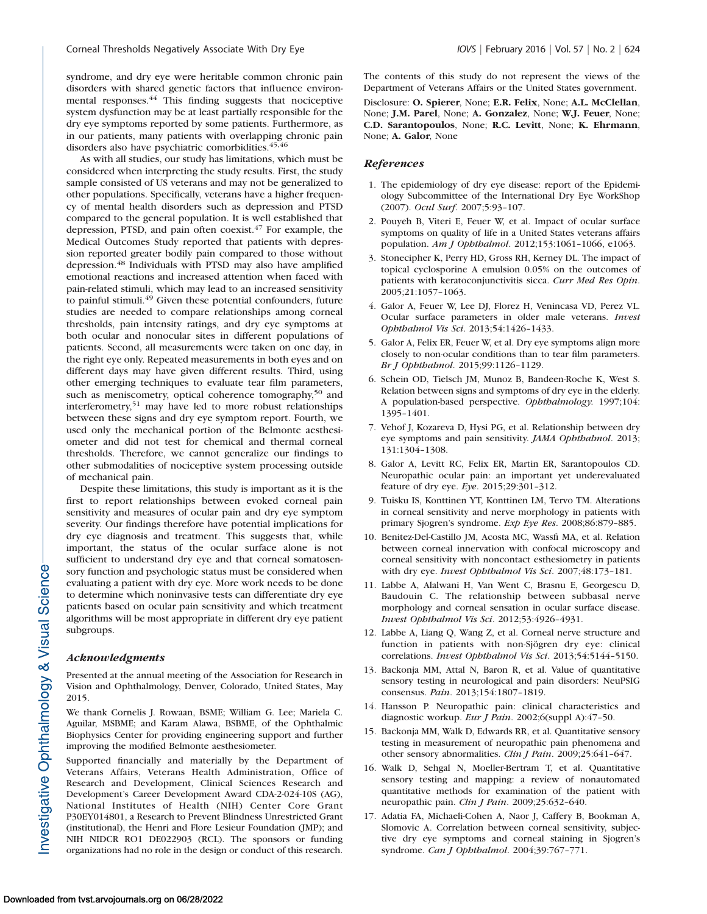syndrome, and dry eye were heritable common chronic pain disorders with shared genetic factors that influence environmental responses.[44] This finding suggests that nociceptive system dysfunction may be at least partially responsible for the dry eye symptoms reported by some patients. Furthermore, as in our patients, many patients with overlapping chronic pain disorders also have psychiatric comorbidities.[45,46]

As with all studies, our study has limitations, which must be considered when interpreting the study results. First, the study sample consisted of US veterans and may not be generalized to other populations. Specifically, veterans have a higher frequency of mental health disorders such as depression and PTSD compared to the general population. It is well established that depression, PTSD, and pain often coexist.[47] For example, the Medical Outcomes Study reported that patients with depression reported greater bodily pain compared to those without depression.[48] Individuals with PTSD may also have amplified emotional reactions and increased attention when faced with pain-related stimuli, which may lead to an increased sensitivity to painful stimuli.[49] Given these potential confounders, future studies are needed to compare relationships among corneal thresholds, pain intensity ratings, and dry eye symptoms at both ocular and nonocular sites in different populations of patients. Second, all measurements were taken on one day, in the right eye only. Repeated measurements in both eyes and on different days may have given different results. Third, using other emerging techniques to evaluate tear film parameters, such as meniscometry, optical coherence tomography,[50] and interferometry,[51] may have led to more robust relationships between these signs and dry eye symptom report. Fourth, we used only the mechanical portion of the Belmonte aesthesiometer and did not test for chemical and thermal corneal thresholds. Therefore, we cannot generalize our findings to other submodalities of nociceptive system processing outside of mechanical pain.

Despite these limitations, this study is important as it is the first to report relationships between evoked corneal pain sensitivity and measures of ocular pain and dry eye symptom severity. Our findings therefore have potential implications for dry eye diagnosis and treatment. This suggests that, while important, the status of the ocular surface alone is not sufficient to understand dry eye and that corneal somatosensory function and psychologic status must be considered when evaluating a patient with dry eye. More work needs to be done to determine which noninvasive tests can differentiate dry eye patients based on ocular pain sensitivity and which treatment algorithms will be most appropriate in different dry eye patient subgroups.

### *Acknowledgments*

Presented at the annual meeting of the Association for Research in Vision and Ophthalmology, Denver, Colorado, United States, May 2015.

We thank Cornelis J. Rowaan, BSME; William G. Lee; Mariela C. Aguilar, MSBME; and Karam Alawa, BSBME, of the Ophthalmic Biophysics Center for providing engineering support and further improving the modified Belmonte aesthesiometer.

Supported financially and materially by the Department of Veterans Affairs, Veterans Health Administration, Office of Research and Development, Clinical Sciences Research and Development's Career Development Award CDA-2-024-10S (AG), National Institutes of Health (NIH) Center Core Grant P30EY014801, a Research to Prevent Blindness Unrestricted Grant (institutional), the Henri and Flore Lesieur Foundation (JMP); and NIH NIDCR RO1 DE022903 (RCL). The sponsors or funding organizations had no role in the design or conduct of this research. The contents of this study do not represent the views of the Department of Veterans Affairs or the United States government.

Disclosure: **O. Spierer**, None; **E.R. Felix**, None; **A.L. McClellan**, None; **J.M. Parel**, None; **A. Gonzalez**, None; **W.J. Feuer**, None; **C.D. Sarantopoulos**, None; **R.C. Levitt**, None; **K. Ehrmann**, None; **A. Galor**, None

### *References*

1. The epidemiology of dry eye disease: report of the Epidemiology Subcommittee of the International Dry Eye WorkShop (2007). *Ocul Surf*. 2007;5:93–107.
2. Pouyeh B, Viteri E, Feuer W, et al. Impact of ocular surface symptoms on quality of life in a United States veterans affairs population. *Am J Ophthalmol*. 2012;153:1061–1066, e1063.
3. Stonecipher K, Perry HD, Gross RH, Kerney DL. The impact of topical cyclosporine A emulsion 0.05% on the outcomes of patients with keratoconjunctivitis sicca. *Curr Med Res Opin*. 2005;21:1057–1063.
4. Galor A, Feuer W, Lee DJ, Florez H, Venincasa VD, Perez VL. Ocular surface parameters in older male veterans. *Invest Ophthalmol Vis Sci*. 2013;54:1426–1433.
5. Galor A, Felix ER, Feuer W, et al. Dry eye symptoms align more closely to non-ocular conditions than to tear film parameters. *Br J Ophthalmol*. 2015;99:1126–1129.
6. Schein OD, Tielsch JM, Munoz B, Bandeen-Roche K, West S. Relation between signs and symptoms of dry eye in the elderly. A population-based perspective. *Ophthalmology*. 1997;104: 1395–1401.
7. Vehof J, Kozareva D, Hysi PG, et al. Relationship between dry eye symptoms and pain sensitivity. *JAMA Ophthalmol*. 2013; 131:1304–1308.
8. Galor A, Levitt RC, Felix ER, Martin ER, Sarantopoulos CD. Neuropathic ocular pain: an important yet underevaluated feature of dry eye. *Eye*. 2015;29:301–312.
9. Tuisku IS, Konttinen YT, Konttinen LM, Tervo TM. Alterations in corneal sensitivity and nerve morphology in patients with primary Sjogren's syndrome. *Exp Eye Res*. 2008;86:879–885.
10. Benitez-Del-Castillo JM, Acosta MC, Wassfi MA, et al. Relation between corneal innervation with confocal microscopy and corneal sensitivity with noncontact esthesiometry in patients with dry eye. *Invest Ophthalmol Vis Sci*. 2007;48:173–181.
11. Labbe A, Alalwani H, Van Went C, Brasnu E, Georgescu D, Baudouin C. The relationship between subbasal nerve morphology and corneal sensation in ocular surface disease. *Invest Ophthalmol Vis Sci*. 2012;53:4926–4931.
12. Labbe A, Liang Q, Wang Z, et al. Corneal nerve structure and function in patients with non-Sjögren dry eye: clinical correlations. *Invest Ophthalmol Vis Sci*. 2013;54:5144–5150.
13. Backonja MM, Attal N, Baron R, et al. Value of quantitative sensory testing in neurological and pain disorders: NeuPSIG consensus. *Pain*. 2013;154:1807–1819.
14. Hansson P. Neuropathic pain: clinical characteristics and diagnostic workup. *Eur J Pain*. 2002;6(suppl A):47–50.
15. Backonja MM, Walk D, Edwards RR, et al. Quantitative sensory testing in measurement of neuropathic pain phenomena and other sensory abnormalities. *Clin J Pain*. 2009;25:641–647.
16. Walk D, Sehgal N, Moeller-Bertram T, et al. Quantitative sensory testing and mapping: a review of nonautomated quantitative methods for examination of the patient with neuropathic pain. *Clin J Pain*. 2009;25:632–640.
17. Adatia FA, Michaeli-Cohen A, Naor J, Caffery B, Bookman A, Slomovic A. Correlation between corneal sensitivity, subjective dry eye symptoms and corneal staining in Sjogren's syndrome. *Can J Ophthalmol*. 2004;39:767–771.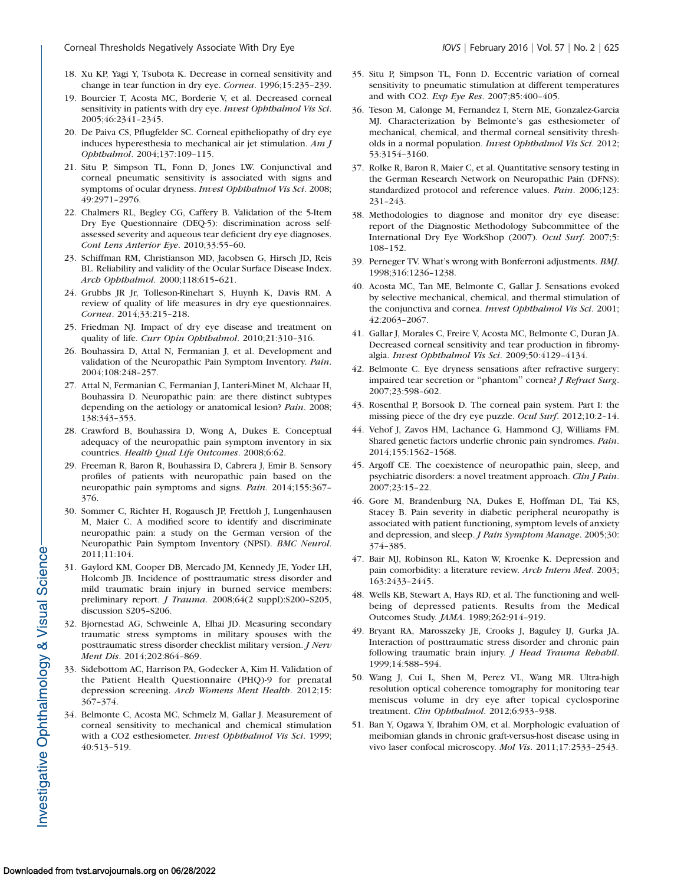18. Xu KP, Yagi Y, Tsubota K. Decrease in corneal sensitivity and change in tear function in dry eye. *Cornea*. 1996;15:235–239.
19. Bourcier T, Acosta MC, Borderie V, et al. Decreased corneal sensitivity in patients with dry eye. *Invest Ophthalmol Vis Sci*. 2005;46:2341–2345.
20. De Paiva CS, Pflugfelder SC. Corneal epitheliopathy of dry eye induces hyperesthesia to mechanical air jet stimulation. *Am J Ophthalmol*. 2004;137:109–115.
21. Situ P, Simpson TL, Fonn D, Jones LW. Conjunctival and corneal pneumatic sensitivity is associated with signs and symptoms of ocular dryness. *Invest Ophthalmol Vis Sci*. 2008; 49:2971–2976.
22. Chalmers RL, Begley CG, Caffery B. Validation of the 5-Item Dry Eye Questionnaire (DEQ-5): discrimination across self-assessed severity and aqueous tear deficient dry eye diagnoses. *Cont Lens Anterior Eye*. 2010;33:55–60.
23. Schiffman RM, Christianson MD, Jacobsen G, Hirsch JD, Reis BL. Reliability and validity of the Ocular Surface Disease Index. *Arch Ophthalmol*. 2000;118:615–621.
24. Grubbs JR Jr, Tolleson-Rinehart S, Huynh K, Davis RM. A review of quality of life measures in dry eye questionnaires. *Cornea*. 2014;33:215–218.
25. Friedman NJ. Impact of dry eye disease and treatment on quality of life. *Curr Opin Ophthalmol*. 2010;21:310–316.
26. Bouhassira D, Attal N, Fermanian J, et al. Development and validation of the Neuropathic Pain Symptom Inventory. *Pain*. 2004;108:248–257.
27. Attal N, Fermanian C, Fermanian J, Lanteri-Minet M, Alchaar H, Bouhassira D. Neuropathic pain: are there distinct subtypes depending on the aetiology or anatomical lesion? *Pain*. 2008; 138:343–353.
28. Crawford B, Bouhassira D, Wong A, Dukes E. Conceptual adequacy of the neuropathic pain symptom inventory in six countries. *Health Qual Life Outcomes*. 2008;6:62.
29. Freeman R, Baron R, Bouhassira D, Cabrera J, Emir B. Sensory profiles of patients with neuropathic pain based on the neuropathic pain symptoms and signs. *Pain*. 2014;155:367–376.
30. Sommer C, Richter H, Rogausch JP, Frettloh J, Lungenhausen M, Maier C. A modified score to identify and discriminate neuropathic pain: a study on the German version of the Neuropathic Pain Symptom Inventory (NPSI). *BMC Neurol*. 2011;11:104.
31. Gaylord KM, Cooper DB, Mercado JM, Kennedy JE, Yoder LH, Holcomb JB. Incidence of posttraumatic stress disorder and mild traumatic brain injury in burned service members: preliminary report. *J Trauma*. 2008;64(2 suppl):S200–S205, discussion S205–S206.
32. Bjornestad AG, Schweinle A, Elhai JD. Measuring secondary traumatic stress symptoms in military spouses with the posttraumatic stress disorder checklist military version. *J Nerv Ment Dis*. 2014;202:864–869.
33. Sidebottom AC, Harrison PA, Godecker A, Kim H. Validation of the Patient Health Questionnaire (PHQ)-9 for prenatal depression screening. *Arch Womens Ment Health*. 2012;15: 367–374.
34. Belmonte C, Acosta MC, Schmelz M, Gallar J. Measurement of corneal sensitivity to mechanical and chemical stimulation with a CO2 esthesiometer. *Invest Ophthalmol Vis Sci*. 1999; 40:513–519.
35. Situ P, Simpson TL, Fonn D. Eccentric variation of corneal sensitivity to pneumatic stimulation at different temperatures and with CO2. *Exp Eye Res*. 2007;85:400–405.
36. Teson M, Calonge M, Fernandez I, Stern ME, Gonzalez-Garcia MJ. Characterization by Belmonte's gas esthesiometer of mechanical, chemical, and thermal corneal sensitivity thresholds in a normal population. *Invest Ophthalmol Vis Sci*. 2012; 53:3154–3160.
37. Rolke R, Baron R, Maier C, et al. Quantitative sensory testing in the German Research Network on Neuropathic Pain (DFNS): standardized protocol and reference values. *Pain*. 2006;123: 231–243.
38. Methodologies to diagnose and monitor dry eye disease: report of the Diagnostic Methodology Subcommittee of the International Dry Eye WorkShop (2007). *Ocul Surf*. 2007;5: 108–152.
39. Perneger TV. What's wrong with Bonferroni adjustments. *BMJ*. 1998;316:1236–1238.
40. Acosta MC, Tan ME, Belmonte C, Gallar J. Sensations evoked by selective mechanical, chemical, and thermal stimulation of the conjunctiva and cornea. *Invest Ophthalmol Vis Sci*. 2001; 42:2063–2067.
41. Gallar J, Morales C, Freire V, Acosta MC, Belmonte C, Duran JA. Decreased corneal sensitivity and tear production in fibromyalgia. *Invest Ophthalmol Vis Sci*. 2009;50:4129–4134.
42. Belmonte C. Eye dryness sensations after refractive surgery: impaired tear secretion or "phantom" cornea? *J Refract Surg*. 2007;23:598–602.
43. Rosenthal P, Borsook D. The corneal pain system. Part I: the missing piece of the dry eye puzzle. *Ocul Surf*. 2012;10:2–14.
44. Vehof J, Zavos HM, Lachance G, Hammond CJ, Williams FM. Shared genetic factors underlie chronic pain syndromes. *Pain*. 2014;155:1562–1568.
45. Argoff CE. The coexistence of neuropathic pain, sleep, and psychiatric disorders: a novel treatment approach. *Clin J Pain*. 2007;23:15–22.
46. Gore M, Brandenburg NA, Dukes E, Hoffman DL, Tai KS, Stacey B. Pain severity in diabetic peripheral neuropathy is associated with patient functioning, symptom levels of anxiety and depression, and sleep. *J Pain Symptom Manage*. 2005;30: 374–385.
47. Bair MJ, Robinson RL, Katon W, Kroenke K. Depression and pain comorbidity: a literature review. *Arch Intern Med*. 2003; 163:2433–2445.
48. Wells KB, Stewart A, Hays RD, et al. The functioning and well-being of depressed patients. Results from the Medical Outcomes Study. *JAMA*. 1989;262:914–919.
49. Bryant RA, Marosszeky JE, Crooks J, Baguley IJ, Gurka JA. Interaction of posttraumatic stress disorder and chronic pain following traumatic brain injury. *J Head Trauma Rehabil*. 1999;14:588–594.
50. Wang J, Cui L, Shen M, Perez VL, Wang MR. Ultra-high resolution optical coherence tomography for monitoring tear meniscus volume in dry eye after topical cyclosporine treatment. *Clin Ophthalmol*. 2012;6:933–938.
51. Ban Y, Ogawa Y, Ibrahim OM, et al. Morphologic evaluation of meibomian glands in chronic graft-versus-host disease using in vivo laser confocal microscopy. *Mol Vis*. 2011;17:2533–2543.